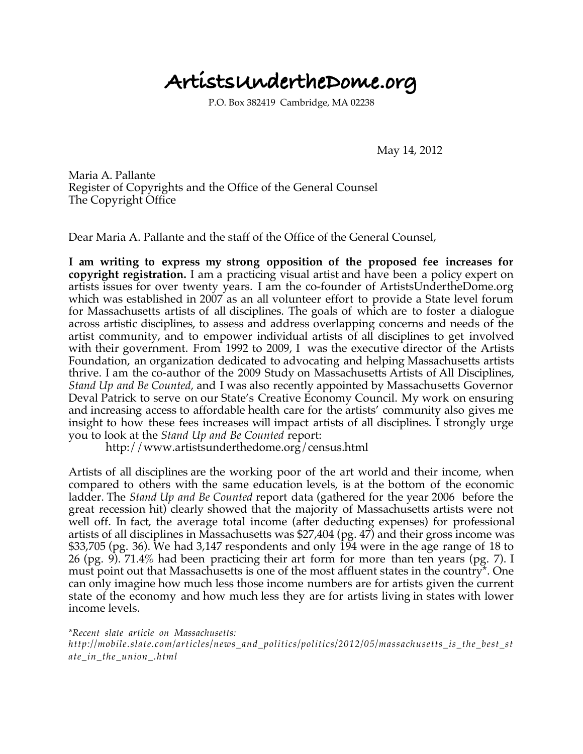# ArtistsUndertheDome.org

P.O. Box 382419 Cambridge, MA 02238

May 14, 2012

Maria A. Pallante
Register of Copyrights and the Office of the General Counsel
The Copyright Office

Dear Maria A. Pallante and the staff of the Office of the General Counsel,

**I am writing to express my strong opposition of the proposed fee increases for copyright registration.** I am a practicing visual artist and have been a policy expert on artists issues for over twenty years. I am the co-founder of ArtistsUndertheDome.org which was established in 2007 as an all volunteer effort to provide a State level forum for Massachusetts artists of all disciplines. The goals of which are to foster a dialogue across artistic disciplines, to assess and address overlapping concerns and needs of the artist community, and to empower individual artists of all disciplines to get involved with their government. From 1992 to 2009, I was the executive director of the Artists Foundation, an organization dedicated to advocating and helping Massachusetts artists thrive. I am the co-author of the 2009 Study on Massachusetts Artists of All Disciplines, *Stand Up and Be Counted*, and I was also recently appointed by Massachusetts Governor Deval Patrick to serve on our State's Creative Economy Council. My work on ensuring and increasing access to affordable health care for the artists' community also gives me insight to how these fees increases will impact artists of all disciplines. I strongly urge you to look at the *Stand Up and Be Counted* report:

http://www.artistsunderthedome.org/census.html

Artists of all disciplines are the working poor of the art world and their income, when compared to others with the same education levels, is at the bottom of the economic ladder. The *Stand Up and Be Counted* report data (gathered for the year 2006 before the great recession hit) clearly showed that the majority of Massachusetts artists were not well off. In fact, the average total income (after deducting expenses) for professional artists of all disciplines in Massachusetts was $27,404 (pg. 47) and their gross income was $33,705 (pg. 36). We had 3,147 respondents and only 194 were in the age range of 18 to 26 (pg. 9). 71.4% had been practicing their art form for more than ten years (pg. 7). I must point out that Massachusetts is one of the most affluent states in the country*. One can only imagine how much less those income numbers are for artists given the current state of the economy and how much less they are for artists living in states with lower income levels.

**Recent slate article on Massachusetts:*
*http://mobile.slate.com/articles/news_and_politics/politics/2012/05/massachusetts_is_the_best_state_in_the_union_.html*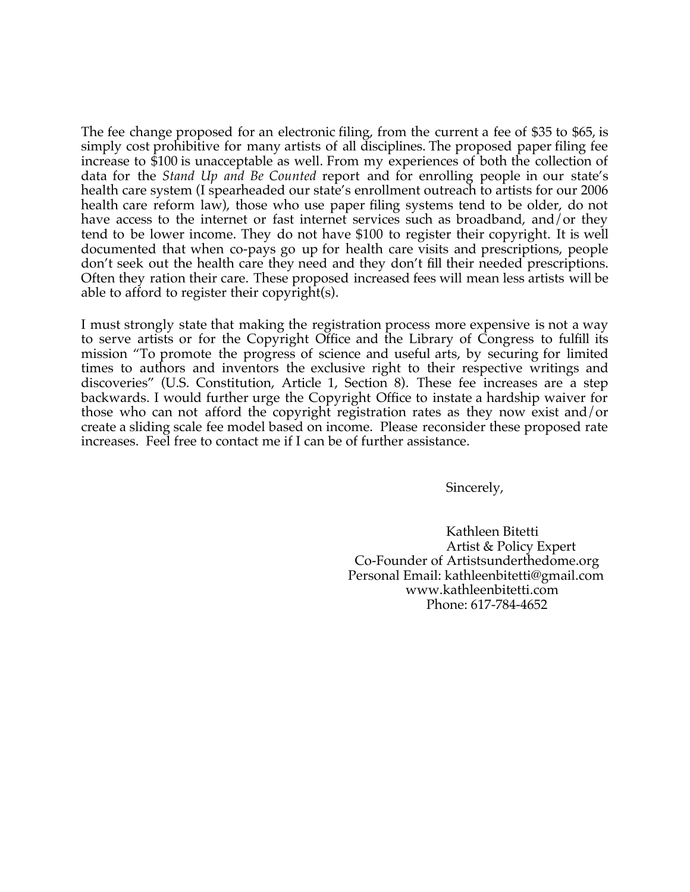The fee change proposed for an electronic filing, from the current a fee of $35 to $65, is simply cost prohibitive for many artists of all disciplines. The proposed paper filing fee increase to $100 is unacceptable as well. From my experiences of both the collection of data for the *Stand Up and Be Counted* report and for enrolling people in our state's health care system (I spearheaded our state's enrollment outreach to artists for our 2006 health care reform law), those who use paper filing systems tend to be older, do not have access to the internet or fast internet services such as broadband, and/or they tend to be lower income. They do not have $100 to register their copyright. It is well documented that when co-pays go up for health care visits and prescriptions, people don't seek out the health care they need and they don't fill their needed prescriptions. Often they ration their care. These proposed increased fees will mean less artists will be able to afford to register their copyright(s).

I must strongly state that making the registration process more expensive is not a way to serve artists or for the Copyright Office and the Library of Congress to fulfill its mission "To promote the progress of science and useful arts, by securing for limited times to authors and inventors the exclusive right to their respective writings and discoveries" (U.S. Constitution, Article 1, Section 8). These fee increases are a step backwards. I would further urge the Copyright Office to instate a hardship waiver for those who can not afford the copyright registration rates as they now exist and/or create a sliding scale fee model based on income. Please reconsider these proposed rate increases. Feel free to contact me if I can be of further assistance.

Sincerely,

Kathleen Bitetti
Artist & Policy Expert
Co-Founder of Artistsunderthedome.org
Personal Email: kathleenbitetti@gmail.com
www.kathleenbitetti.com
Phone: 617-784-4652